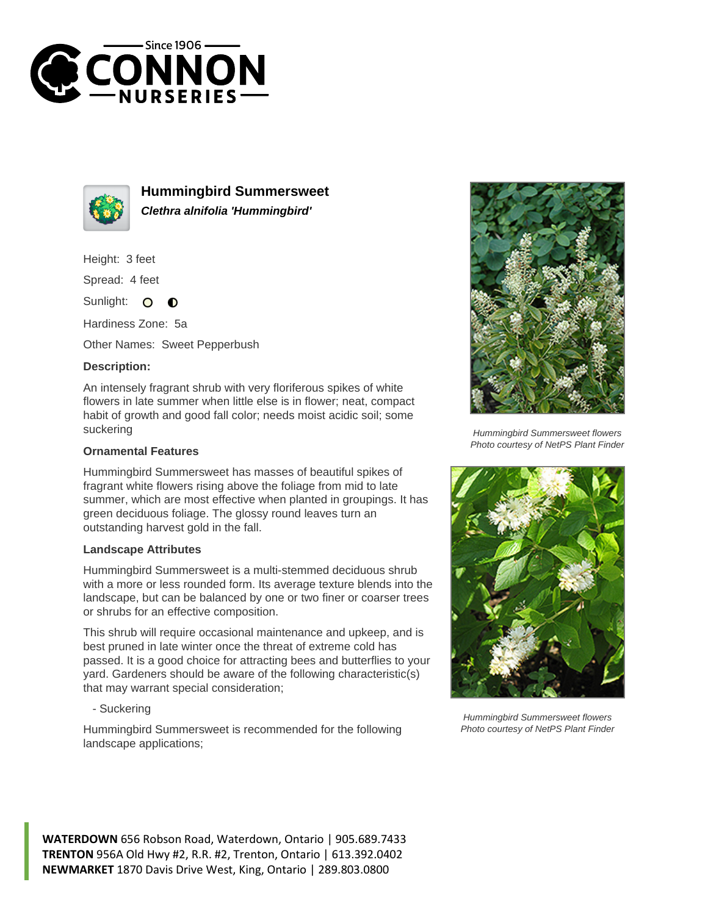# Hummingbird Summersweet

***Clethra alnifolia 'Hummingbird'***

Height: 3 feet

Spread: 4 feet

Sunlight:

Hardiness Zone: 5a

Other Names: Sweet Pepperbush

**Description:**

An intensely fragrant shrub with very floriferous spikes of white flowers in late summer when little else is in flower; neat, compact habit of growth and good fall color; needs moist acidic soil; some suckering

### Ornamental Features

Hummingbird Summersweet has masses of beautiful spikes of fragrant white flowers rising above the foliage from mid to late summer, which are most effective when planted in groupings. It has green deciduous foliage. The glossy round leaves turn an outstanding harvest gold in the fall.

### Landscape Attributes

Hummingbird Summersweet is a multi-stemmed deciduous shrub with a more or less rounded form. Its average texture blends into the landscape, but can be balanced by one or two finer or coarser trees or shrubs for an effective composition.

This shrub will require occasional maintenance and upkeep, and is best pruned in late winter once the threat of extreme cold has passed. It is a good choice for attracting bees and butterflies to your yard. Gardeners should be aware of the following characteristic(s) that may warrant special consideration;

- Suckering

Hummingbird Summersweet is recommended for the following landscape applications;

*Hummingbird Summersweet flowers*
*Photo courtesy of NetPS Plant Finder*

*Hummingbird Summersweet flowers*
*Photo courtesy of NetPS Plant Finder*

**WATERDOWN** 656 Robson Road, Waterdown, Ontario | 905.689.7433
**TRENTON** 956A Old Hwy #2, R.R. #2, Trenton, Ontario | 613.392.0402
**NEWMARKET** 1870 Davis Drive West, King, Ontario | 289.803.0800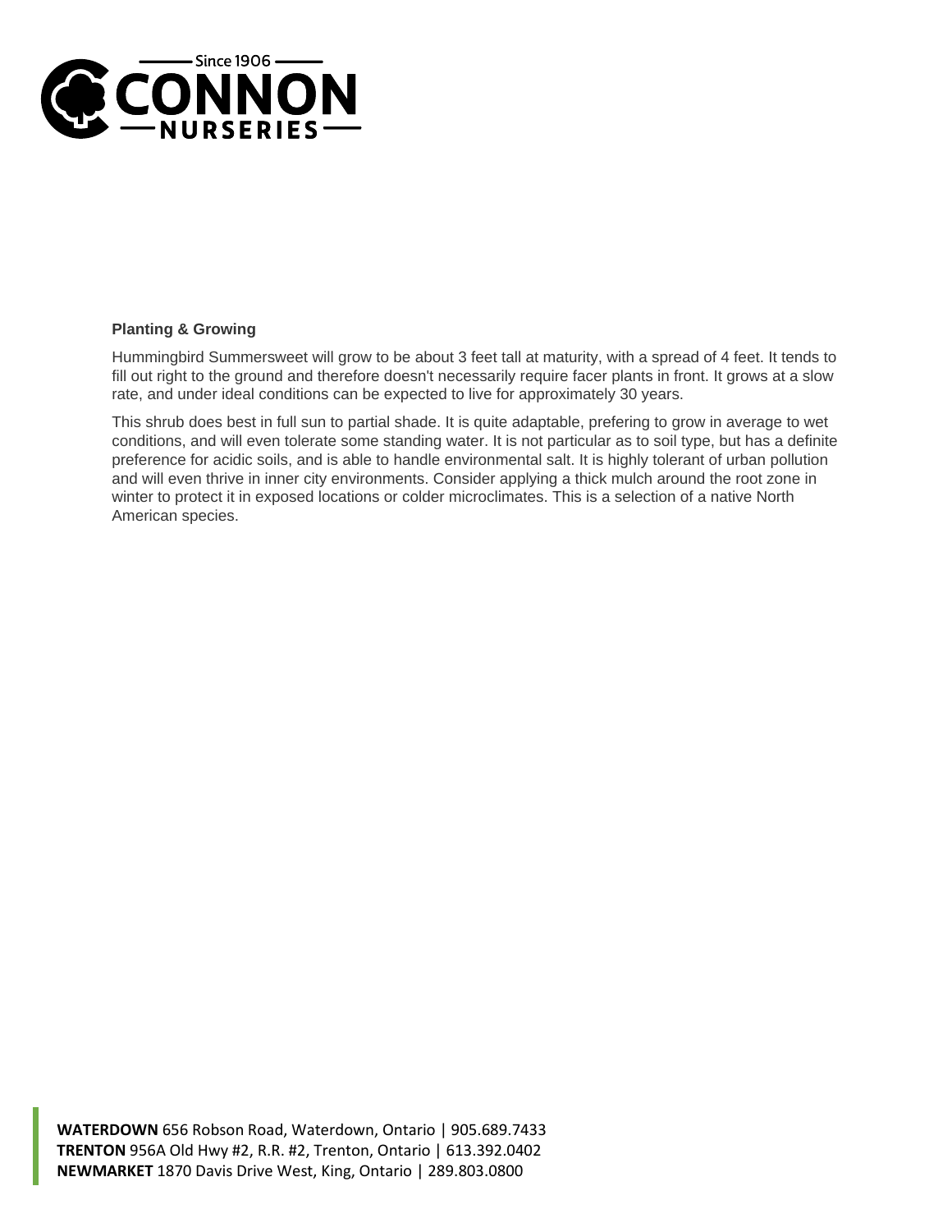### Planting & Growing

Hummingbird Summersweet will grow to be about 3 feet tall at maturity, with a spread of 4 feet. It tends to fill out right to the ground and therefore doesn't necessarily require facer plants in front. It grows at a slow rate, and under ideal conditions can be expected to live for approximately 30 years.

This shrub does best in full sun to partial shade. It is quite adaptable, prefering to grow in average to wet conditions, and will even tolerate some standing water. It is not particular as to soil type, but has a definite preference for acidic soils, and is able to handle environmental salt. It is highly tolerant of urban pollution and will even thrive in inner city environments. Consider applying a thick mulch around the root zone in winter to protect it in exposed locations or colder microclimates. This is a selection of a native North American species.